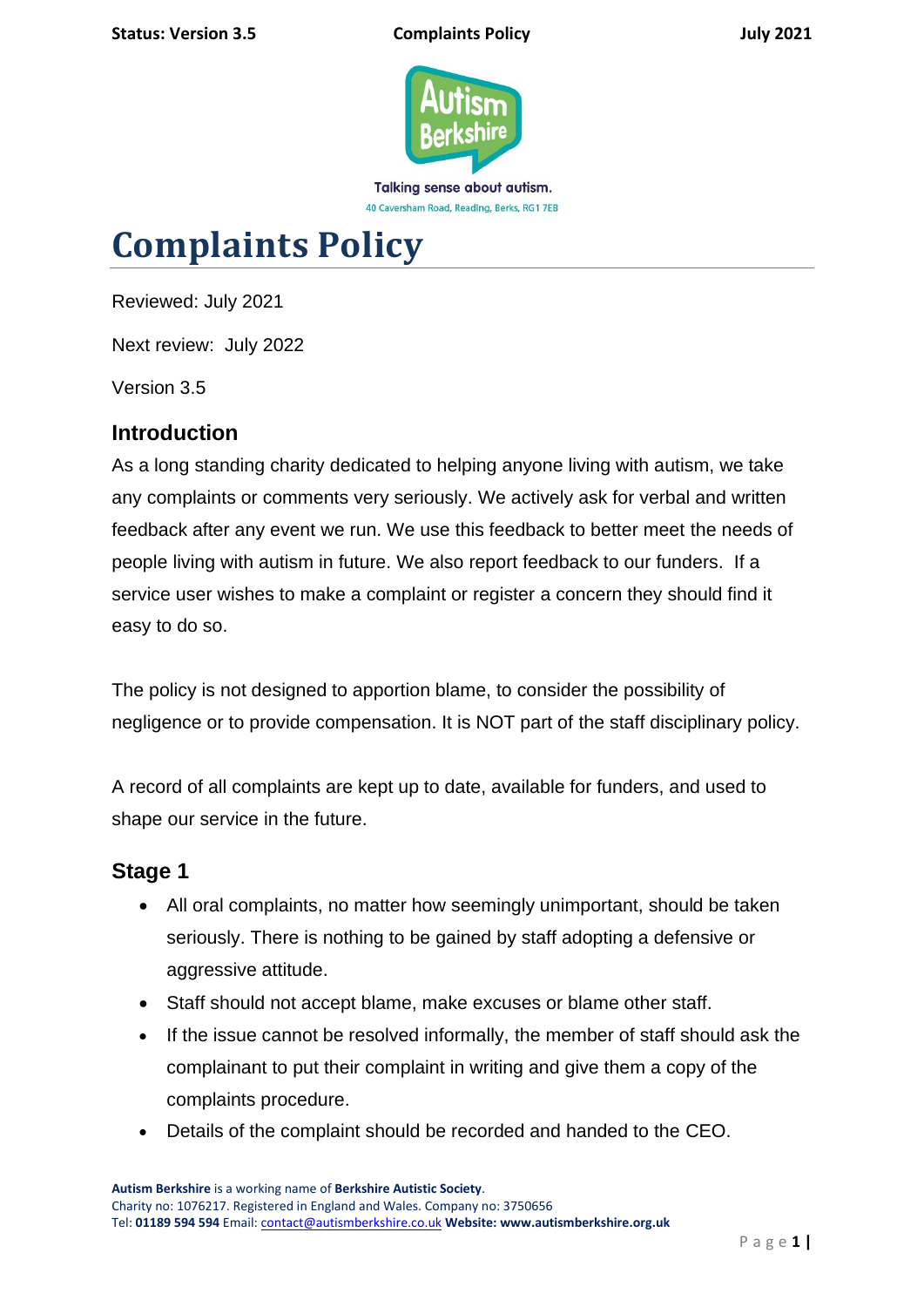Talking sense about autism.

40 Caversham Road, Reading, Berks, RG1 7EB

# Complaints Policy

Reviewed: July 2021

Next review: July 2022

Version 3.5

## Introduction

As a long standing charity dedicated to helping anyone living with autism, we take any complaints or comments very seriously. We actively ask for verbal and written feedback after any event we run. We use this feedback to better meet the needs of people living with autism in future. We also report feedback to our funders. If a service user wishes to make a complaint or register a concern they should find it easy to do so.

The policy is not designed to apportion blame, to consider the possibility of negligence or to provide compensation. It is NOT part of the staff disciplinary policy.

A record of all complaints are kept up to date, available for funders, and used to shape our service in the future.

## Stage 1

- All oral complaints, no matter how seemingly unimportant, should be taken seriously. There is nothing to be gained by staff adopting a defensive or aggressive attitude.
- Staff should not accept blame, make excuses or blame other staff.
- If the issue cannot be resolved informally, the member of staff should ask the complainant to put their complaint in writing and give them a copy of the complaints procedure.
- Details of the complaint should be recorded and handed to the CEO.

**Autism Berkshire** is a working name of **Berkshire Autistic Society**.
Charity no: 1076217. Registered in England and Wales. Company no: 3750656
Tel: **01189 594 594** Email: contact@autismberkshire.co.uk **Website: www.autismberkshire.org.uk**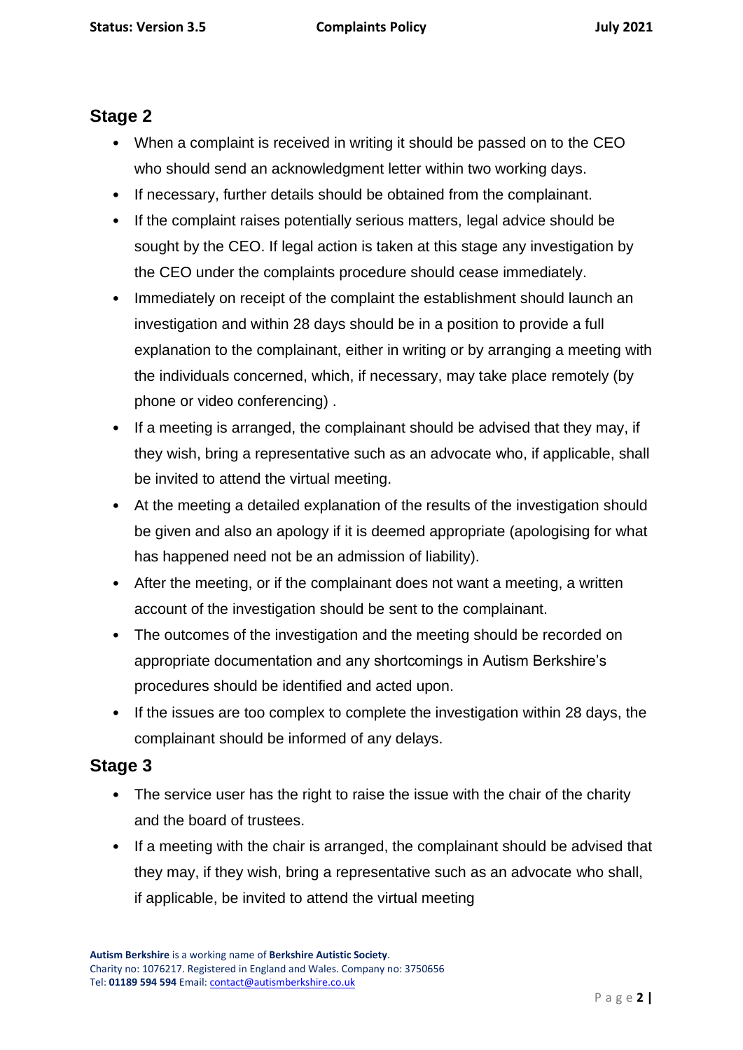## Stage 2

- When a complaint is received in writing it should be passed on to the CEO who should send an acknowledgment letter within two working days.
- If necessary, further details should be obtained from the complainant.
- If the complaint raises potentially serious matters, legal advice should be sought by the CEO. If legal action is taken at this stage any investigation by the CEO under the complaints procedure should cease immediately.
- Immediately on receipt of the complaint the establishment should launch an investigation and within 28 days should be in a position to provide a full explanation to the complainant, either in writing or by arranging a meeting with the individuals concerned, which, if necessary, may take place remotely (by phone or video conferencing) .
- If a meeting is arranged, the complainant should be advised that they may, if they wish, bring a representative such as an advocate who, if applicable, shall be invited to attend the virtual meeting.
- At the meeting a detailed explanation of the results of the investigation should be given and also an apology if it is deemed appropriate (apologising for what has happened need not be an admission of liability).
- After the meeting, or if the complainant does not want a meeting, a written account of the investigation should be sent to the complainant.
- The outcomes of the investigation and the meeting should be recorded on appropriate documentation and any shortcomings in Autism Berkshire's procedures should be identified and acted upon.
- If the issues are too complex to complete the investigation within 28 days, the complainant should be informed of any delays.

## Stage 3

- The service user has the right to raise the issue with the chair of the charity and the board of trustees.
- If a meeting with the chair is arranged, the complainant should be advised that they may, if they wish, bring a representative such as an advocate who shall, if applicable, be invited to attend the virtual meeting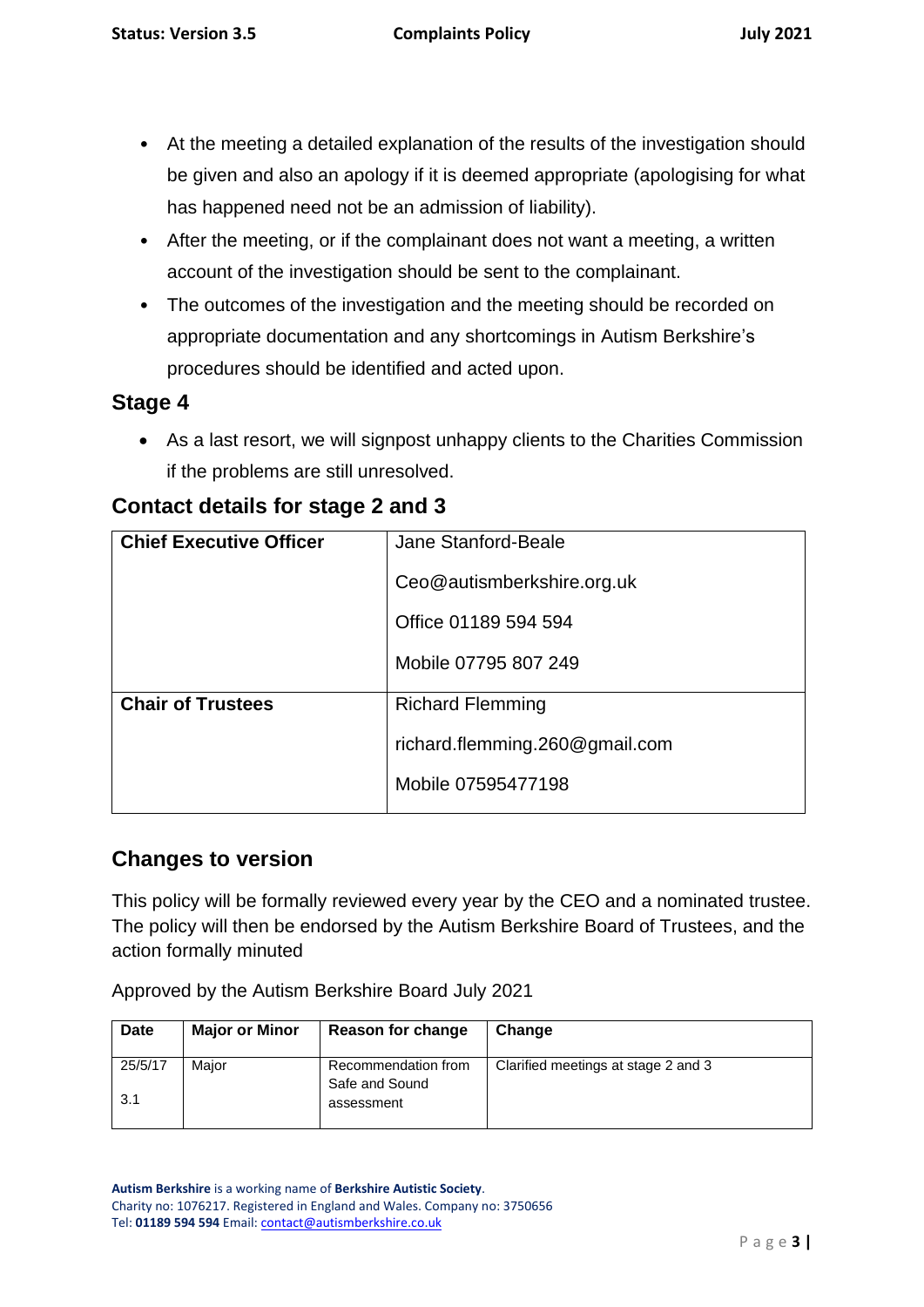- At the meeting a detailed explanation of the results of the investigation should be given and also an apology if it is deemed appropriate (apologising for what has happened need not be an admission of liability).
- After the meeting, or if the complainant does not want a meeting, a written account of the investigation should be sent to the complainant.
- The outcomes of the investigation and the meeting should be recorded on appropriate documentation and any shortcomings in Autism Berkshire's procedures should be identified and acted upon.

## Stage 4

- As a last resort, we will signpost unhappy clients to the Charities Commission if the problems are still unresolved.

## Contact details for stage 2 and 3

| | |
|---|---|
| **Chief Executive Officer** | Jane Stanford-Beale<br>Ceo@autismberkshire.org.uk<br>Office 01189 594 594<br>Mobile 07795 807 249 |
| **Chair of Trustees** | Richard Flemming<br>richard.flemming.260@gmail.com<br>Mobile 07595477198 |

## Changes to version

This policy will be formally reviewed every year by the CEO and a nominated trustee. The policy will then be endorsed by the Autism Berkshire Board of Trustees, and the action formally minuted

Approved by the Autism Berkshire Board July 2021

| Date | Major or Minor | Reason for change | Change |
|---|---|---|---|
| 25/5/17<br>3.1 | Major | Recommendation from Safe and Sound assessment | Clarified meetings at stage 2 and 3 |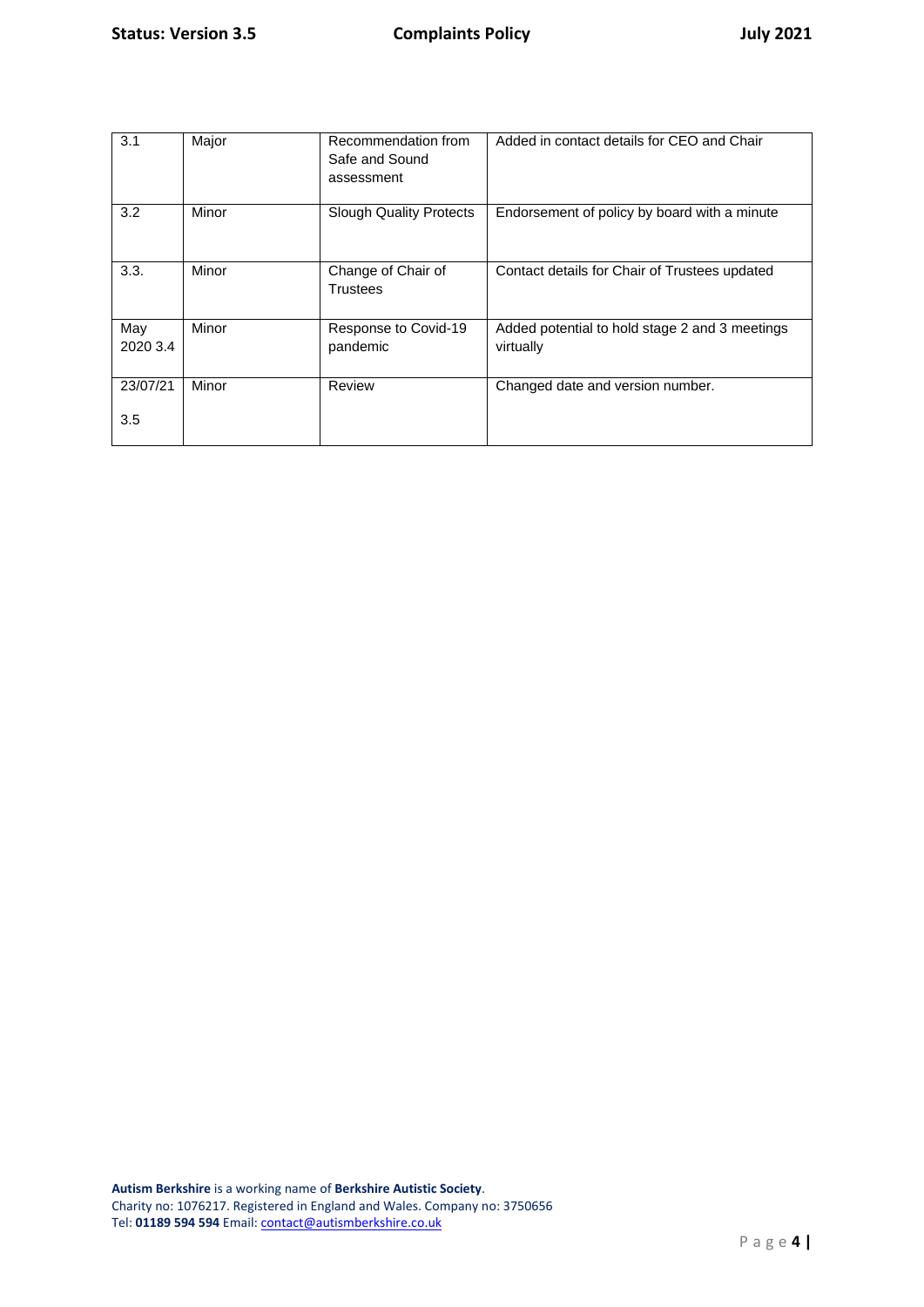| | | | |
|---|---|---|---|
| 3.1 | Major | Recommendation from Safe and Sound assessment | Added in contact details for CEO and Chair |
| 3.2 | Minor | Slough Quality Protects | Endorsement of policy by board with a minute |
| 3.3. | Minor | Change of Chair of Trustees | Contact details for Chair of Trustees updated |
| May 2020 3.4 | Minor | Response to Covid-19 pandemic | Added potential to hold stage 2 and 3 meetings virtually |
| 23/07/21 3.5 | Minor | Review | Changed date and version number. |

**Autism Berkshire** is a working name of **Berkshire Autistic Society**.
Charity no: 1076217. Registered in England and Wales. Company no: 3750656
Tel: **01189 594 594** Email: contact@autismberkshire.co.uk